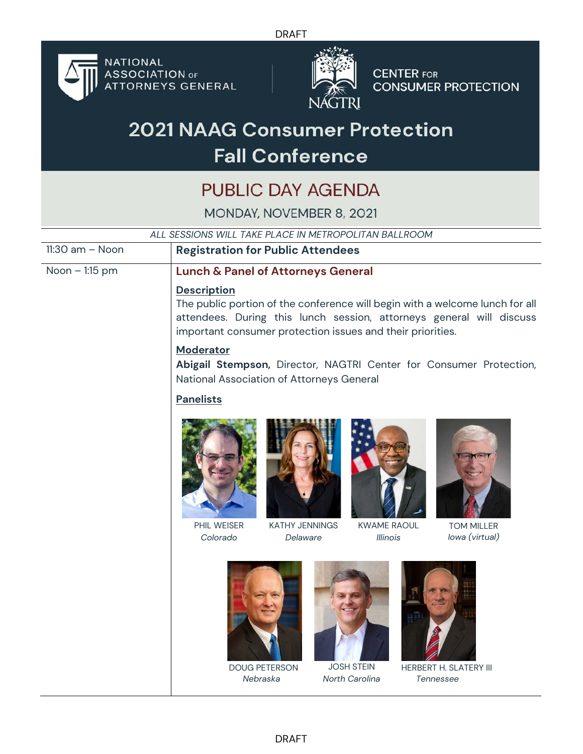DRAFT

NATIONAL ASSOCIATION OF ATTORNEYS GENERAL

NAGTRI CENTER FOR CONSUMER PROTECTION

# 2021 NAAG Consumer Protection Fall Conference

## PUBLIC DAY AGENDA

MONDAY, NOVEMBER 8, 2021

*ALL SESSIONS WILL TAKE PLACE IN METROPOLITAN BALLROOM*

| | |
|---|---|
| 11:30 am – Noon | **Registration for Public Attendees** |
| Noon – 1:15 pm | **Lunch & Panel of Attorneys General** |

**Description**

The public portion of the conference will begin with a welcome lunch for all attendees. During this lunch session, attorneys general will discuss important consumer protection issues and their priorities.

**Moderator**

**Abigail Stempson,** Director, NAGTRI Center for Consumer Protection, National Association of Attorneys General

**Panelists**

PHIL WEISER
*Colorado*

KATHY JENNINGS
*Delaware*

KWAME RAOUL
*Illinois*

TOM MILLER
*Iowa (virtual)*

DOUG PETERSON
*Nebraska*

JOSH STEIN
*North Carolina*

HERBERT H. SLATERY III
*Tennessee*

DRAFT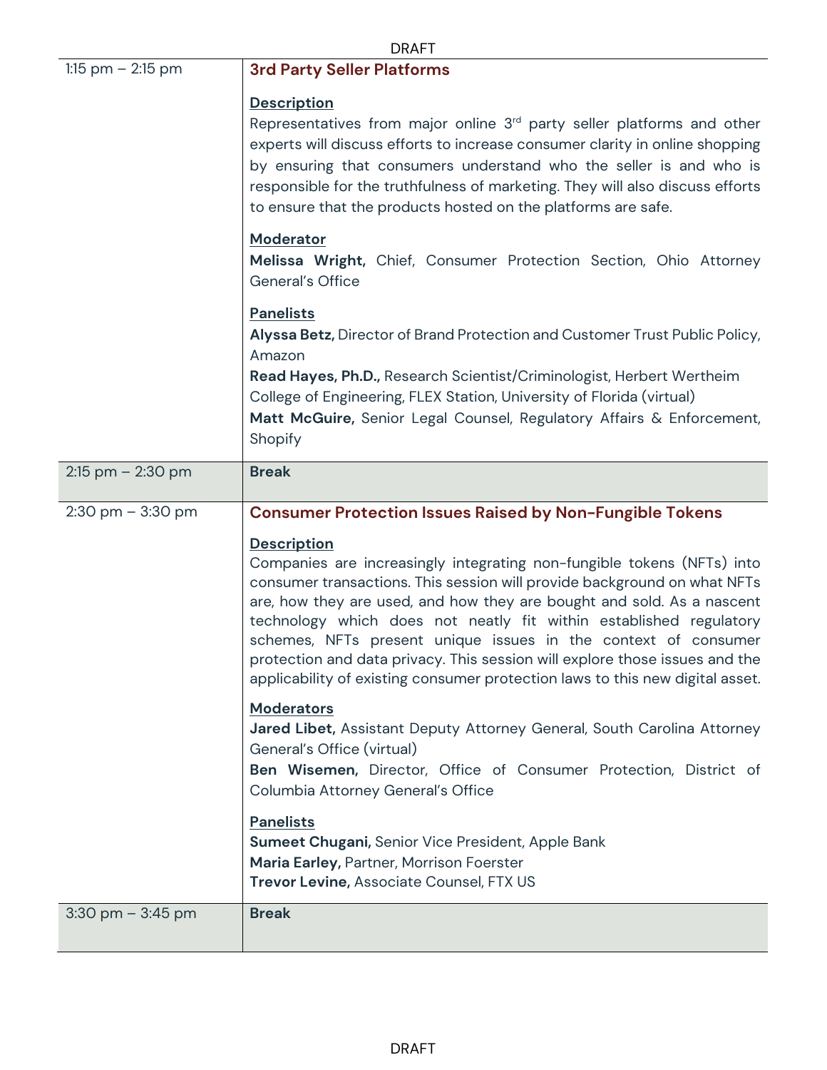| | |
|---|---|
| 1:15 pm – 2:15 pm | **3rd Party Seller Platforms**<br><br>**Description**<br>Representatives from major online 3rd party seller platforms and other experts will discuss efforts to increase consumer clarity in online shopping by ensuring that consumers understand who the seller is and who is responsible for the truthfulness of marketing. They will also discuss efforts to ensure that the products hosted on the platforms are safe.<br><br>**Moderator**<br>**Melissa Wright,** Chief, Consumer Protection Section, Ohio Attorney General's Office<br><br>**Panelists**<br>**Alyssa Betz,** Director of Brand Protection and Customer Trust Public Policy, Amazon<br>**Read Hayes, Ph.D.,** Research Scientist/Criminologist, Herbert Wertheim College of Engineering, FLEX Station, University of Florida (virtual)<br>**Matt McGuire,** Senior Legal Counsel, Regulatory Affairs & Enforcement, Shopify |
| 2:15 pm – 2:30 pm | **Break** |
| 2:30 pm – 3:30 pm | **Consumer Protection Issues Raised by Non-Fungible Tokens**<br><br>**Description**<br>Companies are increasingly integrating non-fungible tokens (NFTs) into consumer transactions. This session will provide background on what NFTs are, how they are used, and how they are bought and sold. As a nascent technology which does not neatly fit within established regulatory schemes, NFTs present unique issues in the context of consumer protection and data privacy. This session will explore those issues and the applicability of existing consumer protection laws to this new digital asset.<br><br>**Moderators**<br>**Jared Libet,** Assistant Deputy Attorney General, South Carolina Attorney General's Office (virtual)<br>**Ben Wisemen,** Director, Office of Consumer Protection, District of Columbia Attorney General's Office<br><br>**Panelists**<br>**Sumeet Chugani,** Senior Vice President, Apple Bank<br>**Maria Earley,** Partner, Morrison Foerster<br>**Trevor Levine,** Associate Counsel, FTX US |
| 3:30 pm – 3:45 pm | **Break** |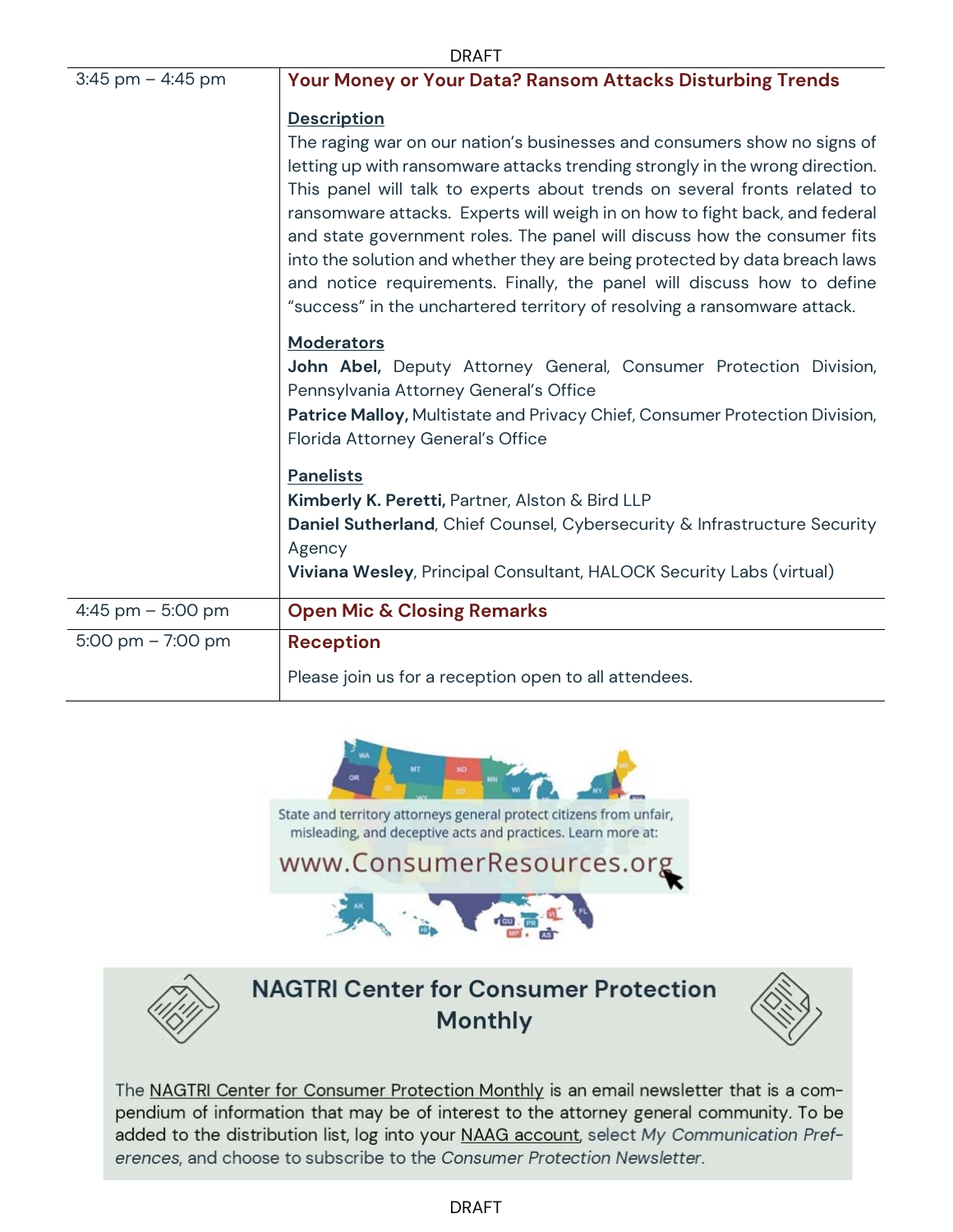| | |
|---|---|
| 3:45 pm – 4:45 pm | **Your Money or Your Data? Ransom Attacks Disturbing Trends**<br><br>**Description**<br>The raging war on our nation's businesses and consumers show no signs of letting up with ransomware attacks trending strongly in the wrong direction. This panel will talk to experts about trends on several fronts related to ransomware attacks. Experts will weigh in on how to fight back, and federal and state government roles. The panel will discuss how the consumer fits into the solution and whether they are being protected by data breach laws and notice requirements. Finally, the panel will discuss how to define "success" in the unchartered territory of resolving a ransomware attack.<br><br>**Moderators**<br>**John Abel,** Deputy Attorney General, Consumer Protection Division, Pennsylvania Attorney General's Office<br>**Patrice Malloy,** Multistate and Privacy Chief, Consumer Protection Division, Florida Attorney General's Office<br><br>**Panelists**<br>**Kimberly K. Peretti,** Partner, Alston & Bird LLP<br>**Daniel Sutherland**, Chief Counsel, Cybersecurity & Infrastructure Security Agency<br>**Viviana Wesley**, Principal Consultant, HALOCK Security Labs (virtual) |
| 4:45 pm – 5:00 pm | **Open Mic & Closing Remarks** |
| 5:00 pm – 7:00 pm | **Reception**<br><br>Please join us for a reception open to all attendees. |

State and territory attorneys general protect citizens from unfair, misleading, and deceptive acts and practices. Learn more at:

www.ConsumerResources.org

## NAGTRI Center for Consumer Protection Monthly

The NAGTRI Center for Consumer Protection Monthly is an email newsletter that is a compendium of information that may be of interest to the attorney general community. To be added to the distribution list, log into your NAAG account, select *My Communication Preferences*, and choose to subscribe to the *Consumer Protection Newsletter*.